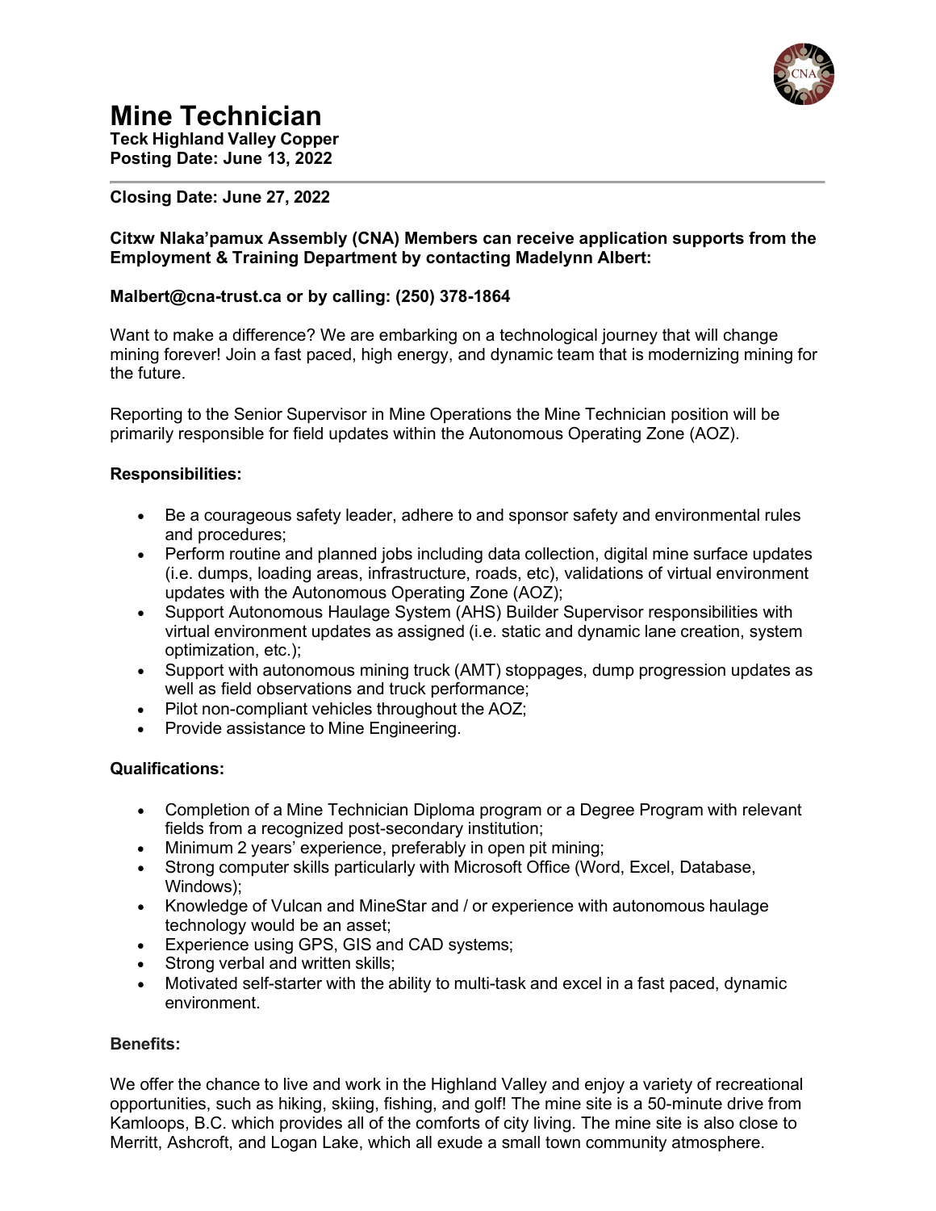# Mine Technician

**Teck Highland Valley Copper**
**Posting Date: June 13, 2022**

**Closing Date: June 27, 2022**

**Citxw Nlaka'pamux Assembly (CNA) Members can receive application supports from the Employment & Training Department by contacting Madelynn Albert:**

**Malbert@cna-trust.ca or by calling: (250) 378-1864**

Want to make a difference? We are embarking on a technological journey that will change mining forever! Join a fast paced, high energy, and dynamic team that is modernizing mining for the future.

Reporting to the Senior Supervisor in Mine Operations the Mine Technician position will be primarily responsible for field updates within the Autonomous Operating Zone (AOZ).

**Responsibilities:**

- Be a courageous safety leader, adhere to and sponsor safety and environmental rules and procedures;
- Perform routine and planned jobs including data collection, digital mine surface updates (i.e. dumps, loading areas, infrastructure, roads, etc), validations of virtual environment updates with the Autonomous Operating Zone (AOZ);
- Support Autonomous Haulage System (AHS) Builder Supervisor responsibilities with virtual environment updates as assigned (i.e. static and dynamic lane creation, system optimization, etc.);
- Support with autonomous mining truck (AMT) stoppages, dump progression updates as well as field observations and truck performance;
- Pilot non-compliant vehicles throughout the AOZ;
- Provide assistance to Mine Engineering.

**Qualifications:**

- Completion of a Mine Technician Diploma program or a Degree Program with relevant fields from a recognized post-secondary institution;
- Minimum 2 years' experience, preferably in open pit mining;
- Strong computer skills particularly with Microsoft Office (Word, Excel, Database, Windows);
- Knowledge of Vulcan and MineStar and / or experience with autonomous haulage technology would be an asset;
- Experience using GPS, GIS and CAD systems;
- Strong verbal and written skills;
- Motivated self-starter with the ability to multi-task and excel in a fast paced, dynamic environment.

**Benefits:**

We offer the chance to live and work in the Highland Valley and enjoy a variety of recreational opportunities, such as hiking, skiing, fishing, and golf! The mine site is a 50-minute drive from Kamloops, B.C. which provides all of the comforts of city living. The mine site is also close to Merritt, Ashcroft, and Logan Lake, which all exude a small town community atmosphere.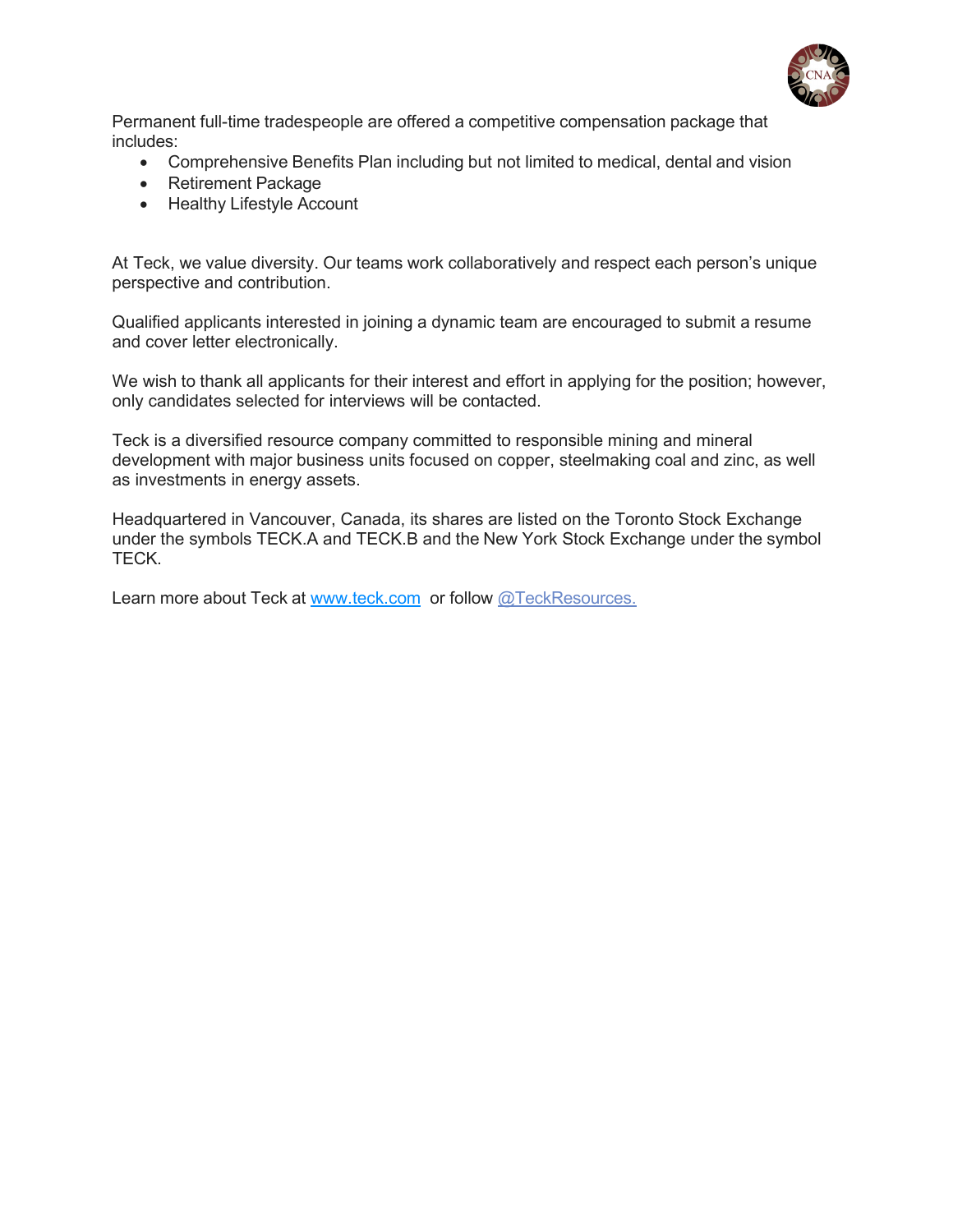Permanent full-time tradespeople are offered a competitive compensation package that includes:

- Comprehensive Benefits Plan including but not limited to medical, dental and vision
- Retirement Package
- Healthy Lifestyle Account

At Teck, we value diversity. Our teams work collaboratively and respect each person's unique perspective and contribution.

Qualified applicants interested in joining a dynamic team are encouraged to submit a resume and cover letter electronically.

We wish to thank all applicants for their interest and effort in applying for the position; however, only candidates selected for interviews will be contacted.

Teck is a diversified resource company committed to responsible mining and mineral development with major business units focused on copper, steelmaking coal and zinc, as well as investments in energy assets.

Headquartered in Vancouver, Canada, its shares are listed on the Toronto Stock Exchange under the symbols TECK.A and TECK.B and the New York Stock Exchange under the symbol TECK.

Learn more about Teck at [www.teck.com](http://www.teck.com) or follow @TeckResources.